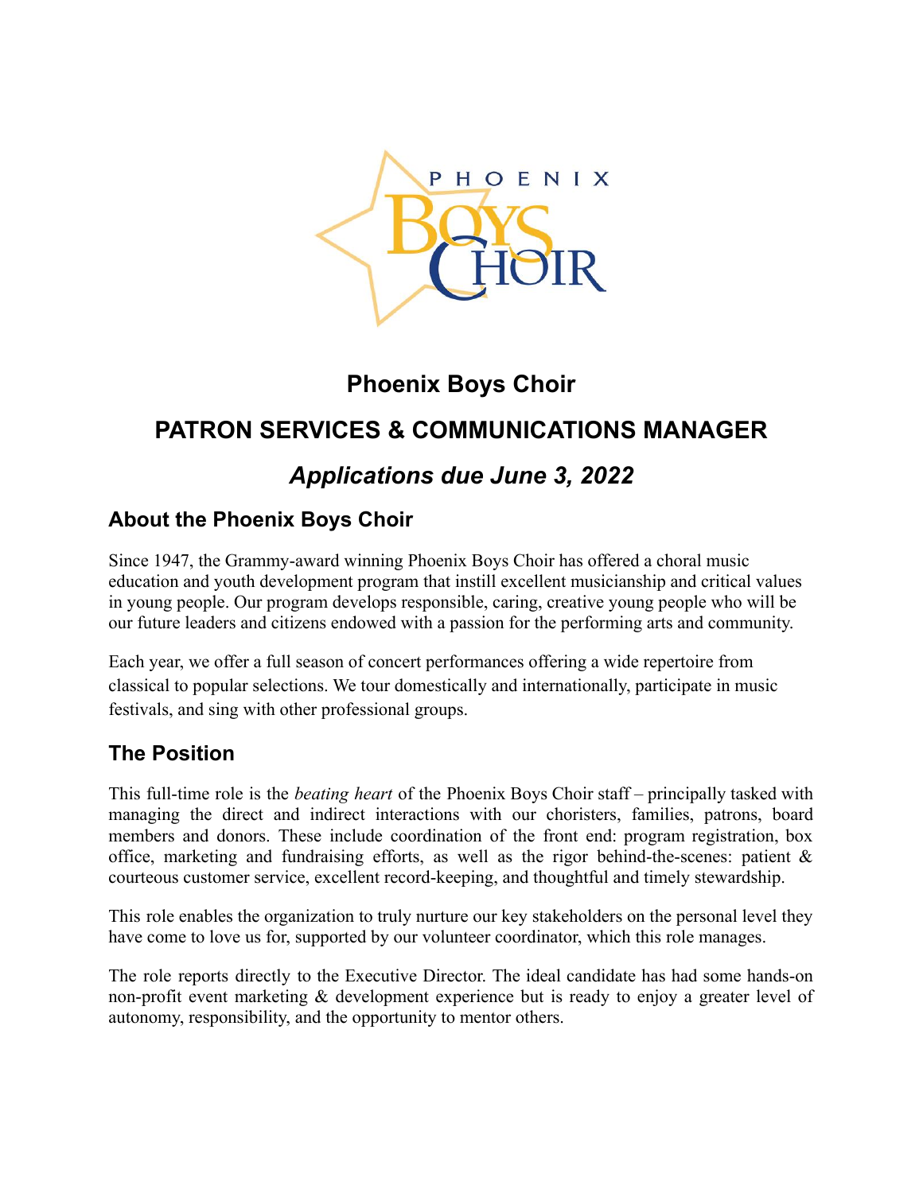# Phoenix Boys Choir

## PATRON SERVICES & COMMUNICATIONS MANAGER

## *Applications due June 3, 2022*

### About the Phoenix Boys Choir

Since 1947, the Grammy-award winning Phoenix Boys Choir has offered a choral music education and youth development program that instill excellent musicianship and critical values in young people. Our program develops responsible, caring, creative young people who will be our future leaders and citizens endowed with a passion for the performing arts and community.

Each year, we offer a full season of concert performances offering a wide repertoire from classical to popular selections. We tour domestically and internationally, participate in music festivals, and sing with other professional groups.

### The Position

This full-time role is the *beating heart* of the Phoenix Boys Choir staff – principally tasked with managing the direct and indirect interactions with our choristers, families, patrons, board members and donors. These include coordination of the front end: program registration, box office, marketing and fundraising efforts, as well as the rigor behind-the-scenes: patient & courteous customer service, excellent record-keeping, and thoughtful and timely stewardship.

This role enables the organization to truly nurture our key stakeholders on the personal level they have come to love us for, supported by our volunteer coordinator, which this role manages.

The role reports directly to the Executive Director. The ideal candidate has had some hands-on non-profit event marketing & development experience but is ready to enjoy a greater level of autonomy, responsibility, and the opportunity to mentor others.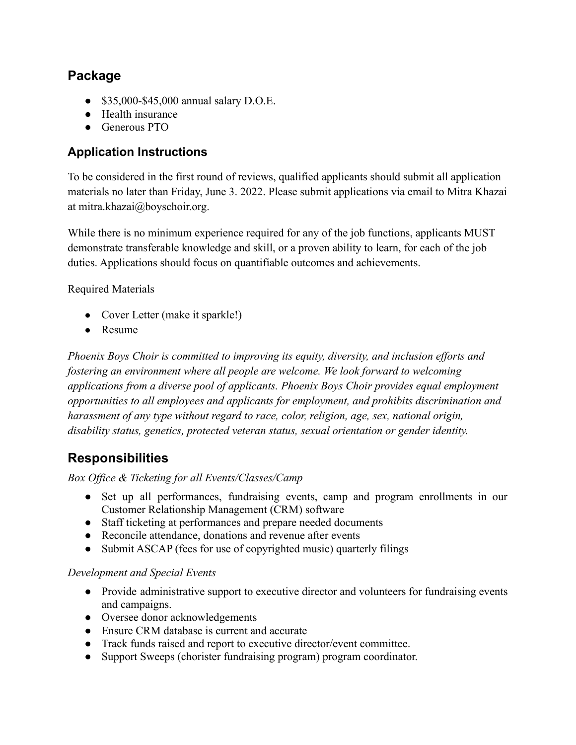## Package

- $35,000-$45,000 annual salary D.O.E.
- Health insurance
- Generous PTO

## Application Instructions

To be considered in the first round of reviews, qualified applicants should submit all application materials no later than Friday, June 3. 2022. Please submit applications via email to Mitra Khazai at mitra.khazai@boyschoir.org.

While there is no minimum experience required for any of the job functions, applicants MUST demonstrate transferable knowledge and skill, or a proven ability to learn, for each of the job duties. Applications should focus on quantifiable outcomes and achievements.

Required Materials

- Cover Letter (make it sparkle!)
- Resume

*Phoenix Boys Choir is committed to improving its equity, diversity, and inclusion efforts and fostering an environment where all people are welcome. We look forward to welcoming applications from a diverse pool of applicants. Phoenix Boys Choir provides equal employment opportunities to all employees and applicants for employment, and prohibits discrimination and harassment of any type without regard to race, color, religion, age, sex, national origin, disability status, genetics, protected veteran status, sexual orientation or gender identity.*

## Responsibilities

*Box Office & Ticketing for all Events/Classes/Camp*

- Set up all performances, fundraising events, camp and program enrollments in our Customer Relationship Management (CRM) software
- Staff ticketing at performances and prepare needed documents
- Reconcile attendance, donations and revenue after events
- Submit ASCAP (fees for use of copyrighted music) quarterly filings

*Development and Special Events*

- Provide administrative support to executive director and volunteers for fundraising events and campaigns.
- Oversee donor acknowledgements
- Ensure CRM database is current and accurate
- Track funds raised and report to executive director/event committee.
- Support Sweeps (chorister fundraising program) program coordinator.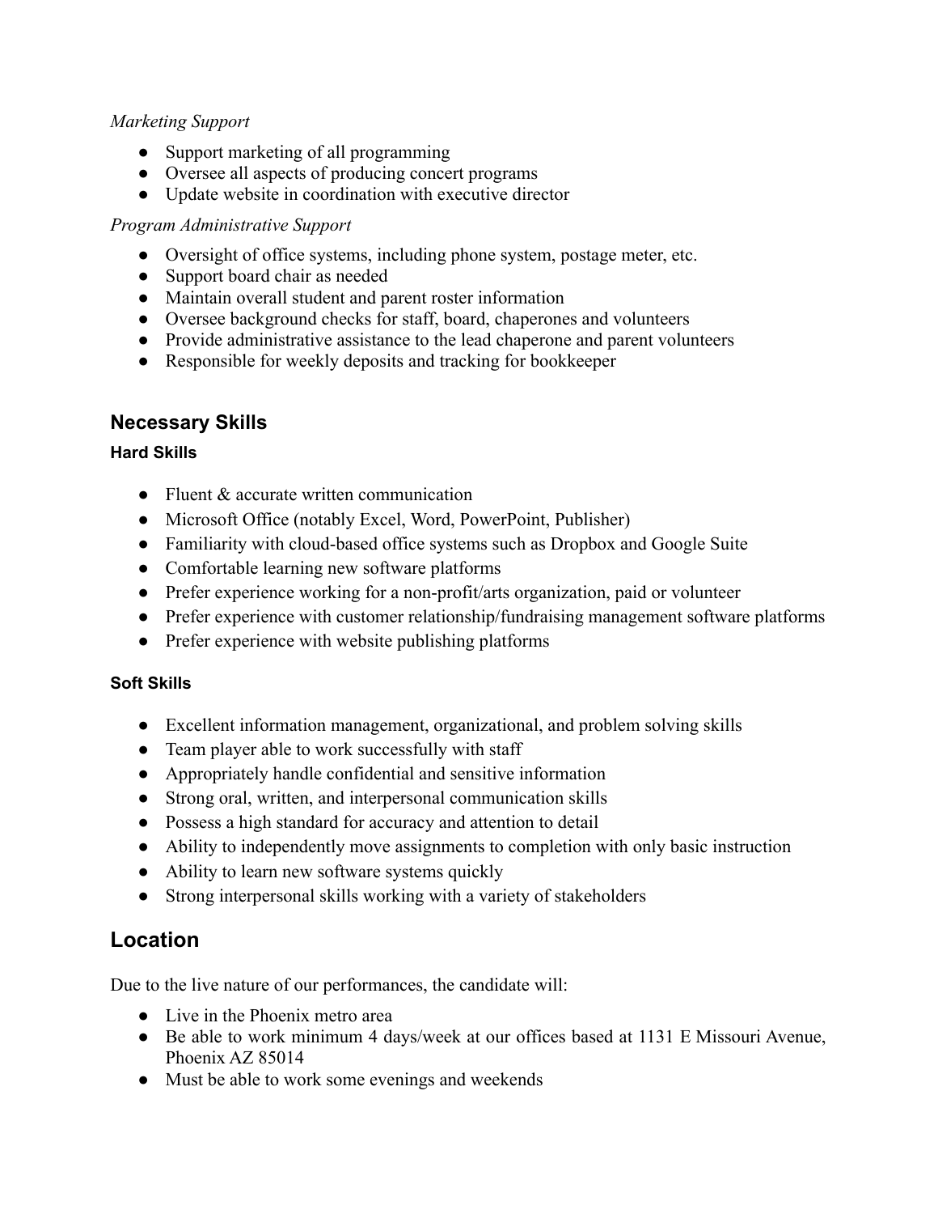*Marketing Support*

- Support marketing of all programming
- Oversee all aspects of producing concert programs
- Update website in coordination with executive director

*Program Administrative Support*

- Oversight of office systems, including phone system, postage meter, etc.
- Support board chair as needed
- Maintain overall student and parent roster information
- Oversee background checks for staff, board, chaperones and volunteers
- Provide administrative assistance to the lead chaperone and parent volunteers
- Responsible for weekly deposits and tracking for bookkeeper

## Necessary Skills

### Hard Skills

- Fluent & accurate written communication
- Microsoft Office (notably Excel, Word, PowerPoint, Publisher)
- Familiarity with cloud-based office systems such as Dropbox and Google Suite
- Comfortable learning new software platforms
- Prefer experience working for a non-profit/arts organization, paid or volunteer
- Prefer experience with customer relationship/fundraising management software platforms
- Prefer experience with website publishing platforms

### Soft Skills

- Excellent information management, organizational, and problem solving skills
- Team player able to work successfully with staff
- Appropriately handle confidential and sensitive information
- Strong oral, written, and interpersonal communication skills
- Possess a high standard for accuracy and attention to detail
- Ability to independently move assignments to completion with only basic instruction
- Ability to learn new software systems quickly
- Strong interpersonal skills working with a variety of stakeholders

## Location

Due to the live nature of our performances, the candidate will:

- Live in the Phoenix metro area
- Be able to work minimum 4 days/week at our offices based at 1131 E Missouri Avenue, Phoenix AZ 85014
- Must be able to work some evenings and weekends